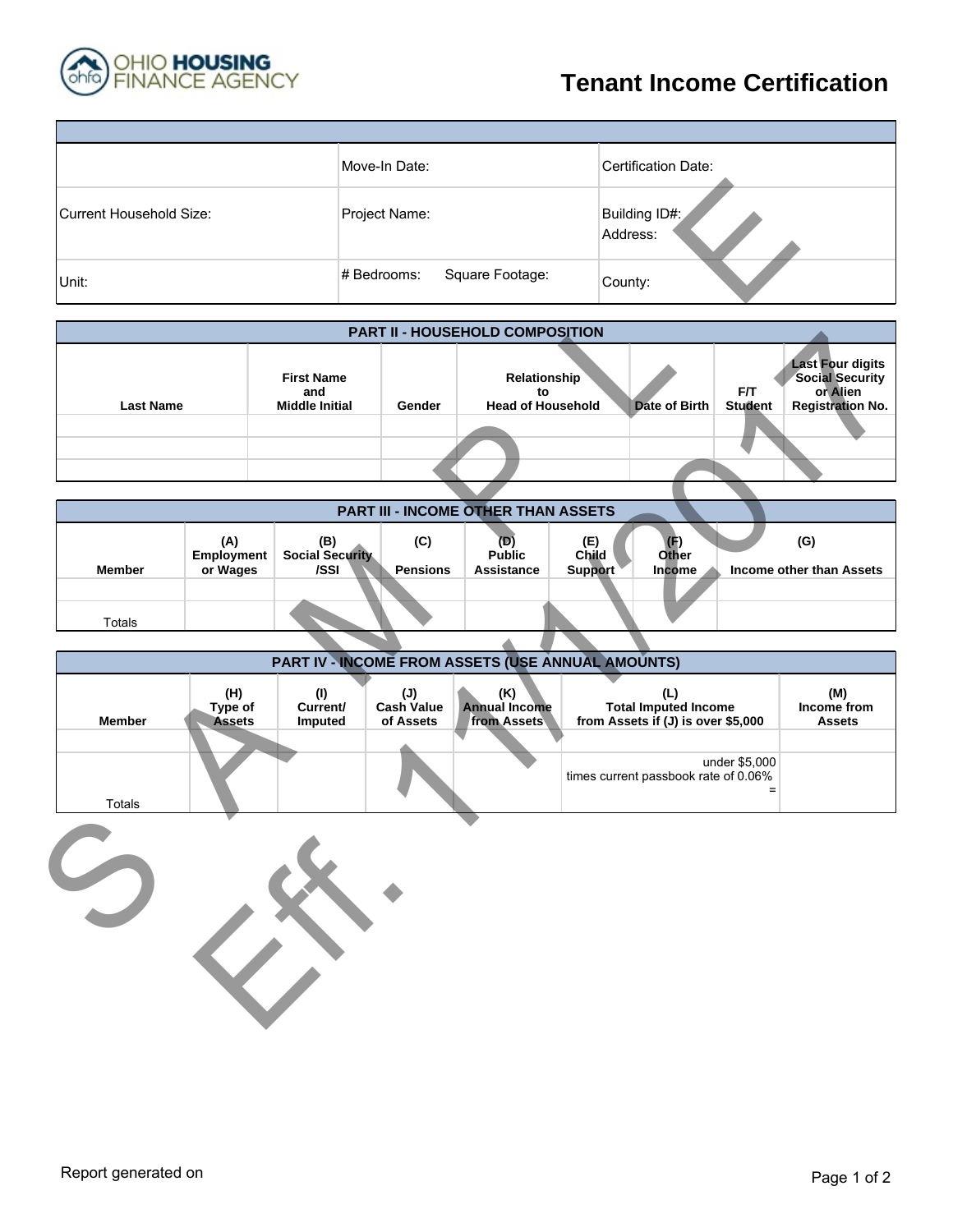# Tenant Income Certification

| | Move-In Date: | Certification Date: |
|---|---|---|
| Current Household Size: | Project Name: | Building ID#: Address: |
| Unit: | # Bedrooms: Square Footage: | County: |

## PART II - HOUSEHOLD COMPOSITION

| Last Name | First Name and Middle Initial | Gender | Relationship to Head of Household | Date of Birth | F/T Student | Last Four digits Social Security or Alien Registration No. |
|---|---|---|---|---|---|---|
| | | | | | | |
| | | | | | | |
| | | | | | | |

## PART III - INCOME OTHER THAN ASSETS

| Member | (A) Employment or Wages | (B) Social Security /SSI | (C) Pensions | (D) Public Assistance | (E) Child Support | (F) Other Income | (G) Income other than Assets |
|---|---|---|---|---|---|---|---|
| | | | | | | | |
| Totals | | | | | | | |

## PART IV - INCOME FROM ASSETS (USE ANNUAL AMOUNTS)

| Member | (H) Type of Assets | (I) Current/ Imputed | (J) Cash Value of Assets | (K) Annual Income from Assets | (L) Total Imputed Income from Assets if (J) is over $5,000 | (M) Income from Assets |
|---|---|---|---|---|---|---|
| | | | | | | |
| Totals | | | | | under $5,000 times current passbook rate of 0.06% = | |

SAMPLE Eff. 11/1/2017

Report generated on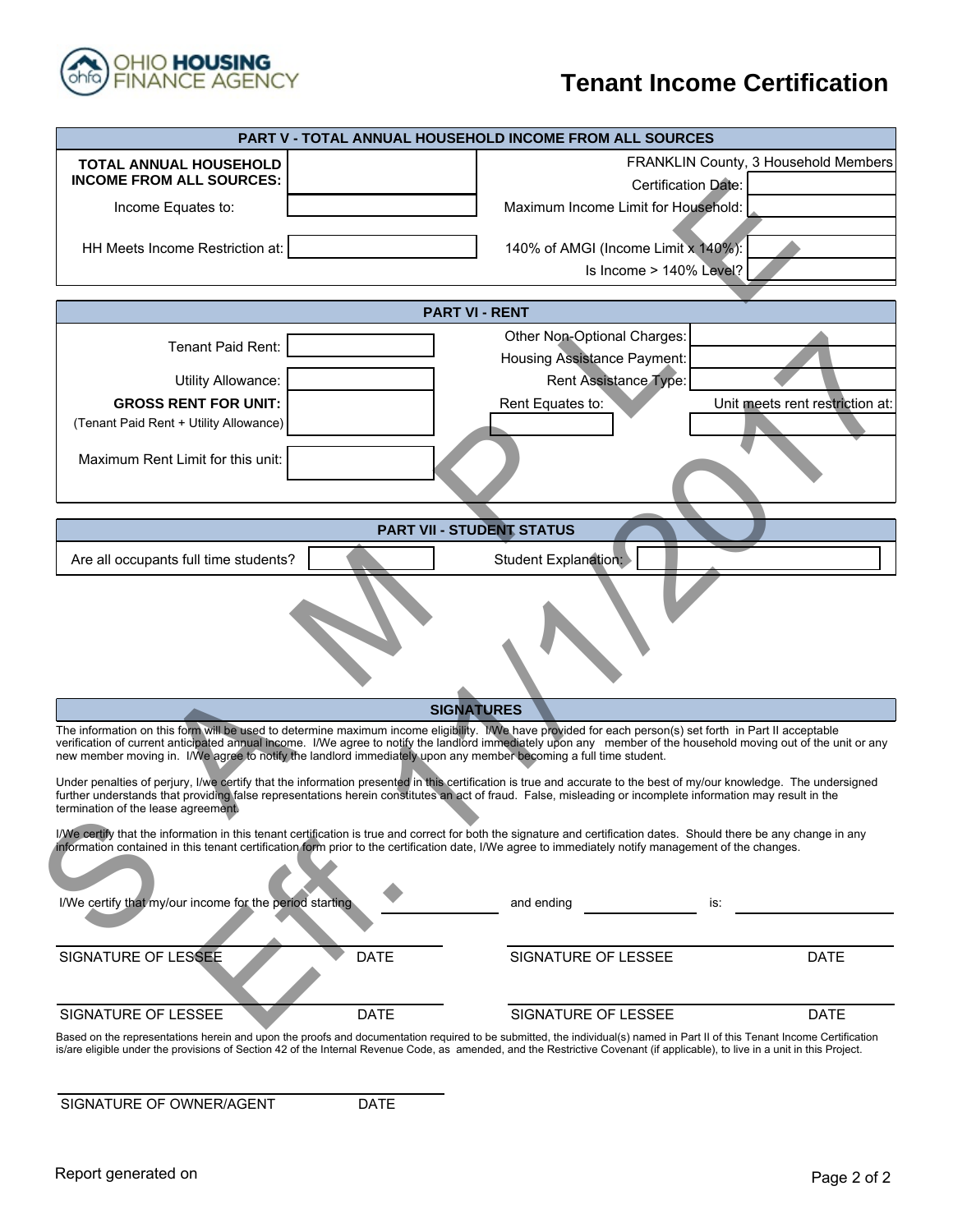# Tenant Income Certification

## PART V - TOTAL ANNUAL HOUSEHOLD INCOME FROM ALL SOURCES

| | | | |
|---|---|---|---|
| **TOTAL ANNUAL HOUSEHOLD INCOME FROM ALL SOURCES:** | | FRANKLIN County, 3 Household Members | |
| | | Certification Date: | |
| Income Equates to: | | Maximum Income Limit for Household: | |
| HH Meets Income Restriction at: | | 140% of AMGI (Income Limit x 140%): | |
| | | Is Income > 140% Level? | |

## PART VI - RENT

| | | | |
|---|---|---|---|
| Tenant Paid Rent: | | Other Non-Optional Charges: | |
| | | Housing Assistance Payment: | |
| Utility Allowance: | | Rent Assistance Type: | |
| **GROSS RENT FOR UNIT:** (Tenant Paid Rent + Utility Allowance) | | Rent Equates to: | Unit meets rent restriction at: |
| Maximum Rent Limit for this unit: | | | |

## PART VII - STUDENT STATUS

| | | | |
|---|---|---|---|
| Are all occupants full time students? | | Student Explanation: | |

## SIGNATURES

The information on this form will be used to determine maximum income eligibility. I/We have provided for each person(s) set forth in Part II acceptable verification of current anticipated annual income. I/We agree to notify the landlord immediately upon any member of the household moving out of the unit or any new member moving in. I/We agree to notify the landlord immediately upon any member becoming a full time student.

Under penalties of perjury, I/we certify that the information presented in this certification is true and accurate to the best of my/our knowledge. The undersigned further understands that providing false representations herein constitutes an act of fraud. False, misleading or incomplete information may result in the termination of the lease agreement.

I/We certify that the information in this tenant certification is true and correct for both the signature and certification dates. Should there be any change in any information contained in this tenant certification form prior to the certification date, I/We agree to immediately notify management of the changes.

I/We certify that my/our income for the period starting ____________ and ending ____________ is: ____________

SIGNATURE OF LESSEE DATE SIGNATURE OF LESSEE DATE

SIGNATURE OF LESSEE DATE SIGNATURE OF LESSEE DATE

Based on the representations herein and upon the proofs and documentation required to be submitted, the individual(s) named in Part II of this Tenant Income Certification is/are eligible under the provisions of Section 42 of the Internal Revenue Code, as amended, and the Restrictive Covenant (if applicable), to live in a unit in this Project.

SIGNATURE OF OWNER/AGENT DATE

Report generated on

SAMPLE Eff. 1/1/2017